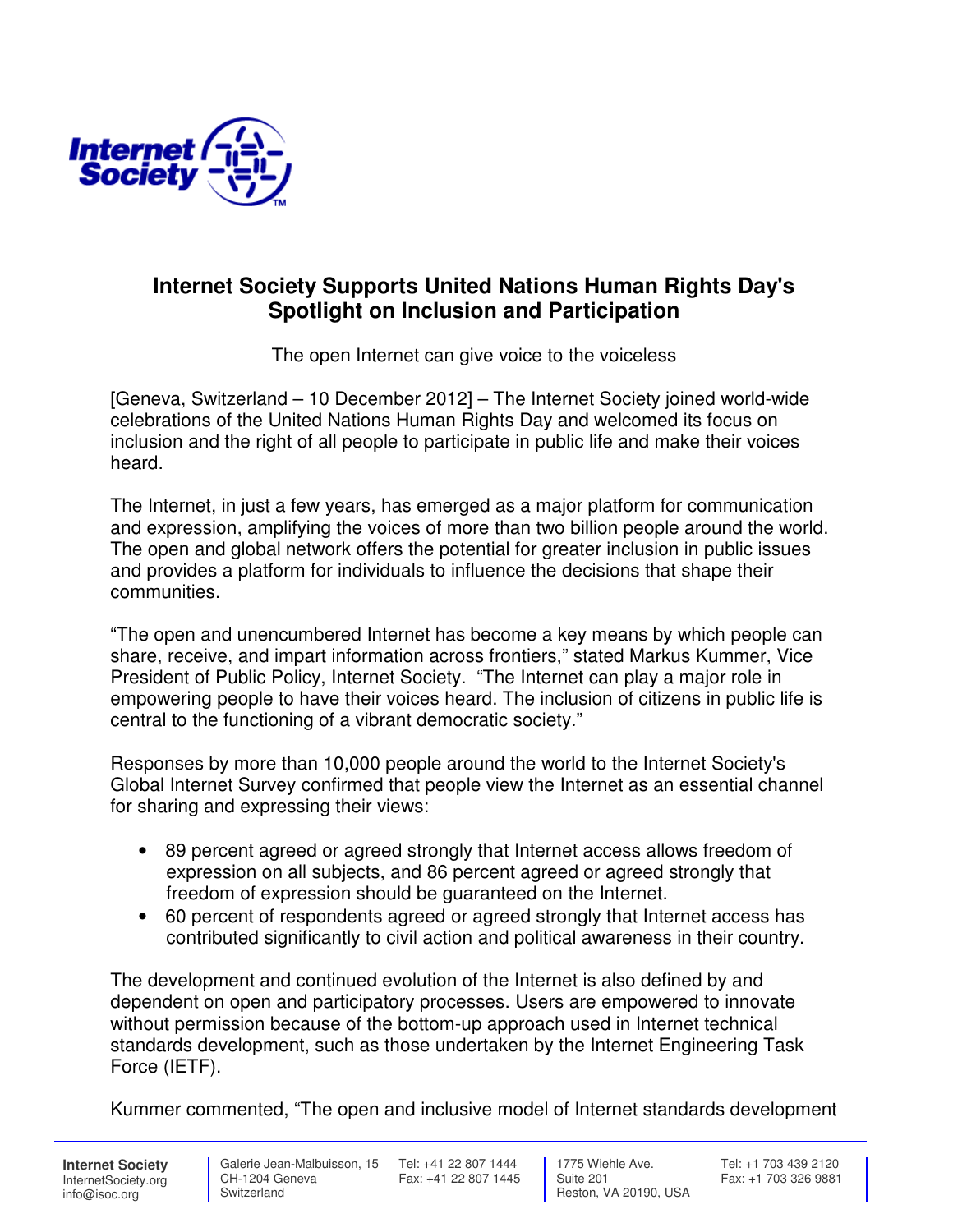# Internet Society Supports United Nations Human Rights Day's Spotlight on Inclusion and Participation

The open Internet can give voice to the voiceless

[Geneva, Switzerland – 10 December 2012] – The Internet Society joined world-wide celebrations of the United Nations Human Rights Day and welcomed its focus on inclusion and the right of all people to participate in public life and make their voices heard.

The Internet, in just a few years, has emerged as a major platform for communication and expression, amplifying the voices of more than two billion people around the world. The open and global network offers the potential for greater inclusion in public issues and provides a platform for individuals to influence the decisions that shape their communities.

"The open and unencumbered Internet has become a key means by which people can share, receive, and impart information across frontiers," stated Markus Kummer, Vice President of Public Policy, Internet Society. "The Internet can play a major role in empowering people to have their voices heard. The inclusion of citizens in public life is central to the functioning of a vibrant democratic society."

Responses by more than 10,000 people around the world to the Internet Society's Global Internet Survey confirmed that people view the Internet as an essential channel for sharing and expressing their views:

- 89 percent agreed or agreed strongly that Internet access allows freedom of expression on all subjects, and 86 percent agreed or agreed strongly that freedom of expression should be guaranteed on the Internet.
- 60 percent of respondents agreed or agreed strongly that Internet access has contributed significantly to civil action and political awareness in their country.

The development and continued evolution of the Internet is also defined by and dependent on open and participatory processes. Users are empowered to innovate without permission because of the bottom-up approach used in Internet technical standards development, such as those undertaken by the Internet Engineering Task Force (IETF).

Kummer commented, "The open and inclusive model of Internet standards development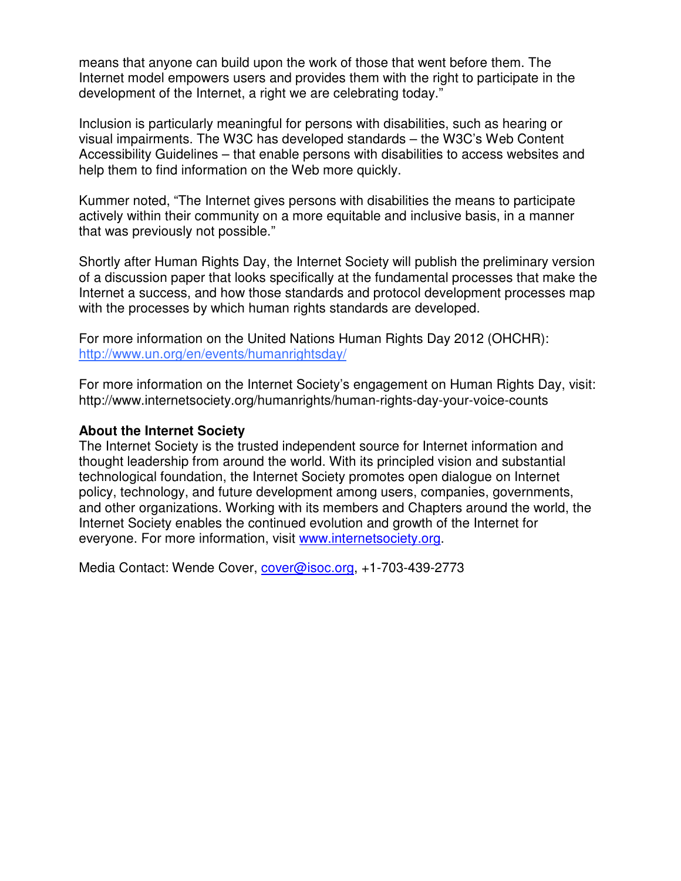means that anyone can build upon the work of those that went before them. The Internet model empowers users and provides them with the right to participate in the development of the Internet, a right we are celebrating today."

Inclusion is particularly meaningful for persons with disabilities, such as hearing or visual impairments. The W3C has developed standards – the W3C's Web Content Accessibility Guidelines – that enable persons with disabilities to access websites and help them to find information on the Web more quickly.

Kummer noted, "The Internet gives persons with disabilities the means to participate actively within their community on a more equitable and inclusive basis, in a manner that was previously not possible."

Shortly after Human Rights Day, the Internet Society will publish the preliminary version of a discussion paper that looks specifically at the fundamental processes that make the Internet a success, and how those standards and protocol development processes map with the processes by which human rights standards are developed.

For more information on the United Nations Human Rights Day 2012 (OHCHR): http://www.un.org/en/events/humanrightsday/

For more information on the Internet Society's engagement on Human Rights Day, visit: http://www.internetsociety.org/humanrights/human-rights-day-your-voice-counts

**About the Internet Society**
The Internet Society is the trusted independent source for Internet information and thought leadership from around the world. With its principled vision and substantial technological foundation, the Internet Society promotes open dialogue on Internet policy, technology, and future development among users, companies, governments, and other organizations. Working with its members and Chapters around the world, the Internet Society enables the continued evolution and growth of the Internet for everyone. For more information, visit www.internetsociety.org.

Media Contact: Wende Cover, cover@isoc.org, +1-703-439-2773